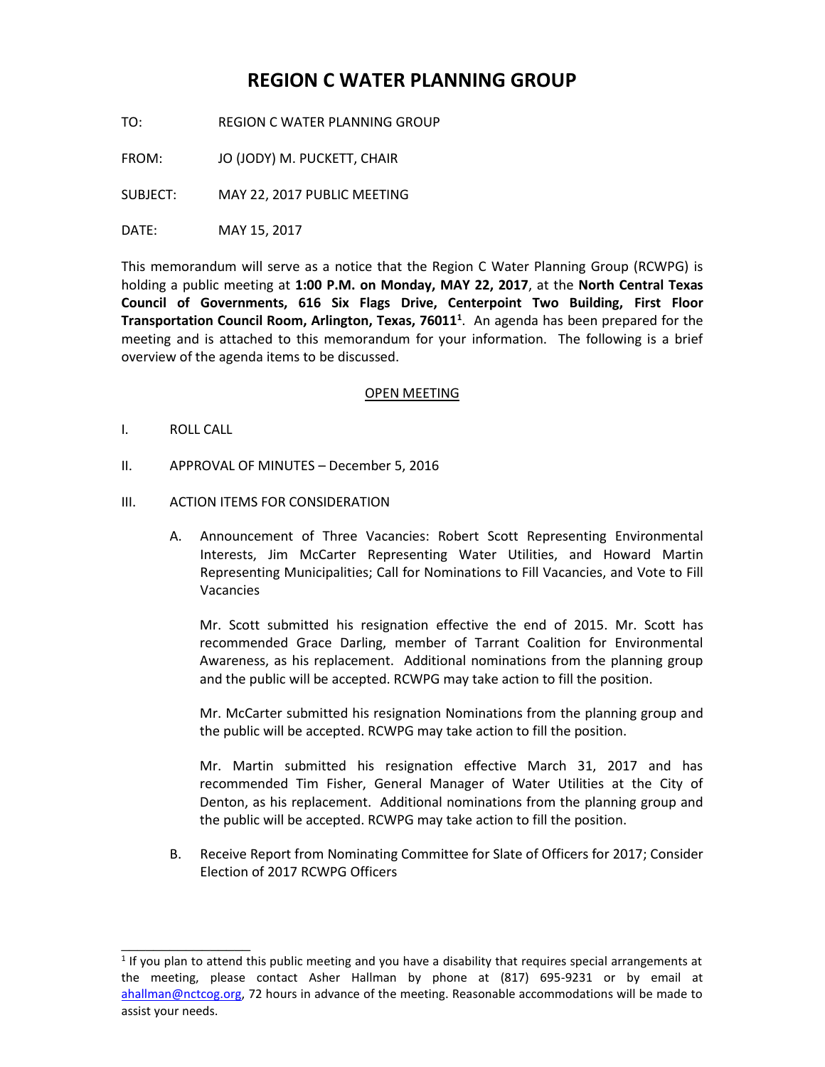# REGION C WATER PLANNING GROUP

TO: REGION C WATER PLANNING GROUP

FROM: JO (JODY) M. PUCKETT, CHAIR

SUBJECT: MAY 22, 2017 PUBLIC MEETING

DATE: MAY 15, 2017

This memorandum will serve as a notice that the Region C Water Planning Group (RCWPG) is holding a public meeting at **1:00 P.M. on Monday, MAY 22, 2017**, at the **North Central Texas Council of Governments, 616 Six Flags Drive, Centerpoint Two Building, First Floor Transportation Council Room, Arlington, Texas, 76011**[1]. An agenda has been prepared for the meeting and is attached to this memorandum for your information. The following is a brief overview of the agenda items to be discussed.

<u>OPEN MEETING</u>

I. ROLL CALL

II. APPROVAL OF MINUTES – December 5, 2016

III. ACTION ITEMS FOR CONSIDERATION

A. Announcement of Three Vacancies: Robert Scott Representing Environmental Interests, Jim McCarter Representing Water Utilities, and Howard Martin Representing Municipalities; Call for Nominations to Fill Vacancies, and Vote to Fill Vacancies

Mr. Scott submitted his resignation effective the end of 2015. Mr. Scott has recommended Grace Darling, member of Tarrant Coalition for Environmental Awareness, as his replacement. Additional nominations from the planning group and the public will be accepted. RCWPG may take action to fill the position.

Mr. McCarter submitted his resignation Nominations from the planning group and the public will be accepted. RCWPG may take action to fill the position.

Mr. Martin submitted his resignation effective March 31, 2017 and has recommended Tim Fisher, General Manager of Water Utilities at the City of Denton, as his replacement. Additional nominations from the planning group and the public will be accepted. RCWPG may take action to fill the position.

B. Receive Report from Nominating Committee for Slate of Officers for 2017; Consider Election of 2017 RCWPG Officers

---

[1] If you plan to attend this public meeting and you have a disability that requires special arrangements at the meeting, please contact Asher Hallman by phone at (817) 695-9231 or by email at ahallman@nctcog.org, 72 hours in advance of the meeting. Reasonable accommodations will be made to assist your needs.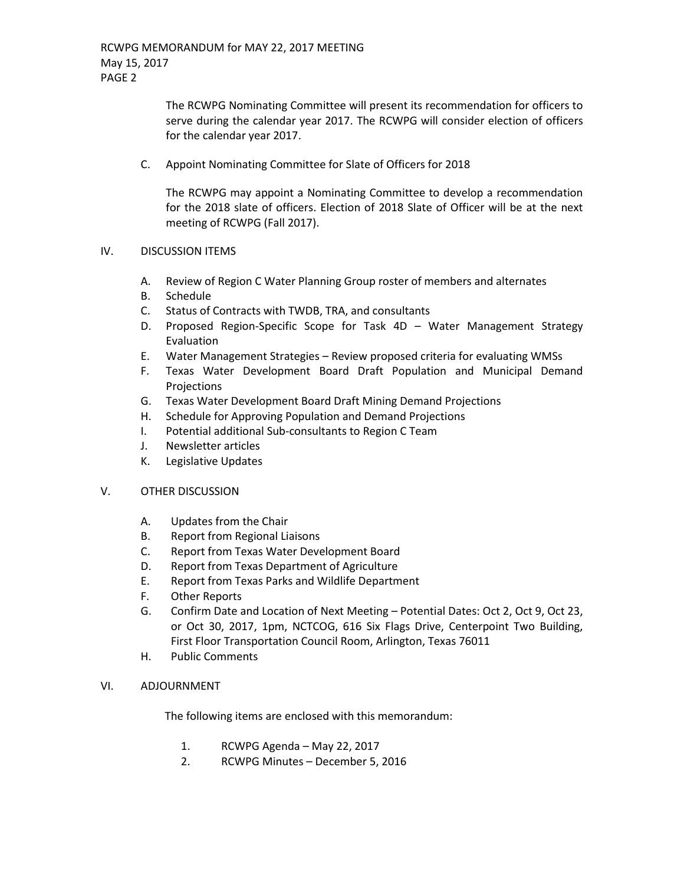The RCWPG Nominating Committee will present its recommendation for officers to serve during the calendar year 2017. The RCWPG will consider election of officers for the calendar year 2017.

C. Appoint Nominating Committee for Slate of Officers for 2018

The RCWPG may appoint a Nominating Committee to develop a recommendation for the 2018 slate of officers. Election of 2018 Slate of Officer will be at the next meeting of RCWPG (Fall 2017).

IV. DISCUSSION ITEMS

A. Review of Region C Water Planning Group roster of members and alternates
B. Schedule
C. Status of Contracts with TWDB, TRA, and consultants
D. Proposed Region-Specific Scope for Task 4D – Water Management Strategy Evaluation
E. Water Management Strategies – Review proposed criteria for evaluating WMSs
F. Texas Water Development Board Draft Population and Municipal Demand Projections
G. Texas Water Development Board Draft Mining Demand Projections
H. Schedule for Approving Population and Demand Projections
I. Potential additional Sub-consultants to Region C Team
J. Newsletter articles
K. Legislative Updates

V. OTHER DISCUSSION

A. Updates from the Chair
B. Report from Regional Liaisons
C. Report from Texas Water Development Board
D. Report from Texas Department of Agriculture
E. Report from Texas Parks and Wildlife Department
F. Other Reports
G. Confirm Date and Location of Next Meeting – Potential Dates: Oct 2, Oct 9, Oct 23, or Oct 30, 2017, 1pm, NCTCOG, 616 Six Flags Drive, Centerpoint Two Building, First Floor Transportation Council Room, Arlington, Texas 76011
H. Public Comments

VI. ADJOURNMENT

The following items are enclosed with this memorandum:

1. RCWPG Agenda – May 22, 2017
2. RCWPG Minutes – December 5, 2016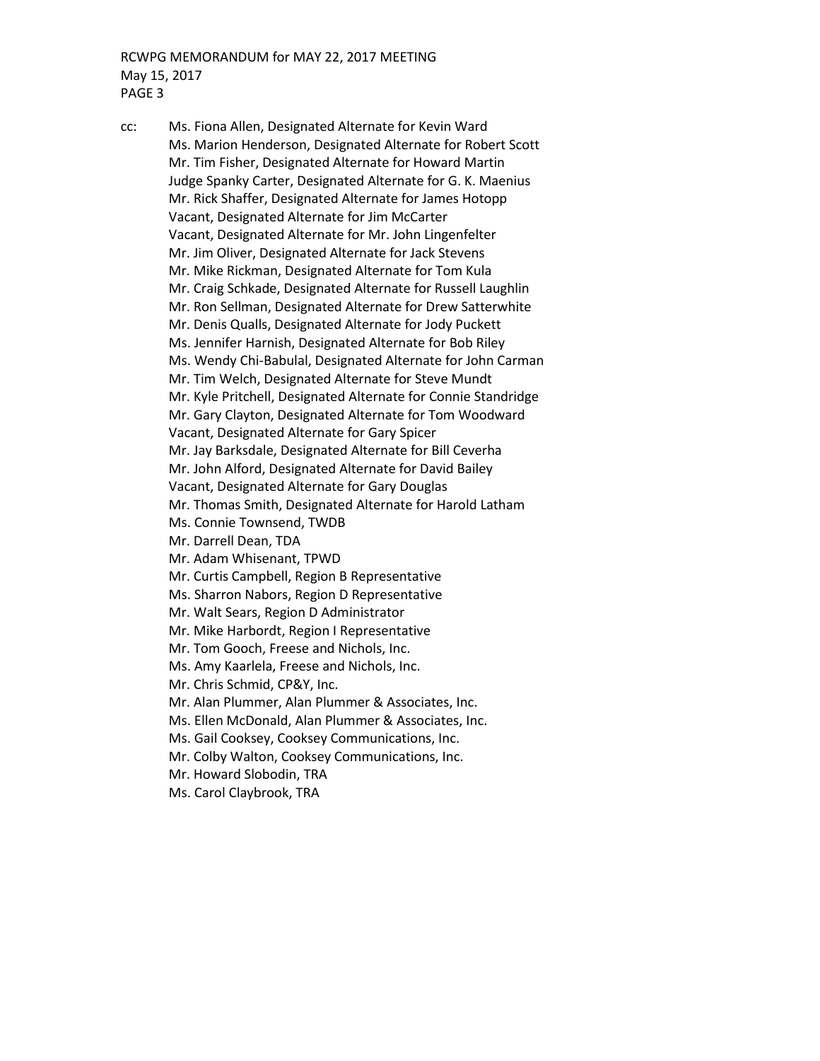cc: Ms. Fiona Allen, Designated Alternate for Kevin Ward
Ms. Marion Henderson, Designated Alternate for Robert Scott
Mr. Tim Fisher, Designated Alternate for Howard Martin
Judge Spanky Carter, Designated Alternate for G. K. Maenius
Mr. Rick Shaffer, Designated Alternate for James Hotopp
Vacant, Designated Alternate for Jim McCarter
Vacant, Designated Alternate for Mr. John Lingenfelter
Mr. Jim Oliver, Designated Alternate for Jack Stevens
Mr. Mike Rickman, Designated Alternate for Tom Kula
Mr. Craig Schkade, Designated Alternate for Russell Laughlin
Mr. Ron Sellman, Designated Alternate for Drew Satterwhite
Mr. Denis Qualls, Designated Alternate for Jody Puckett
Ms. Jennifer Harnish, Designated Alternate for Bob Riley
Ms. Wendy Chi-Babulal, Designated Alternate for John Carman
Mr. Tim Welch, Designated Alternate for Steve Mundt
Mr. Kyle Pritchell, Designated Alternate for Connie Standridge
Mr. Gary Clayton, Designated Alternate for Tom Woodward
Vacant, Designated Alternate for Gary Spicer
Mr. Jay Barksdale, Designated Alternate for Bill Ceverha
Mr. John Alford, Designated Alternate for David Bailey
Vacant, Designated Alternate for Gary Douglas
Mr. Thomas Smith, Designated Alternate for Harold Latham
Ms. Connie Townsend, TWDB
Mr. Darrell Dean, TDA
Mr. Adam Whisenant, TPWD
Mr. Curtis Campbell, Region B Representative
Ms. Sharron Nabors, Region D Representative
Mr. Walt Sears, Region D Administrator
Mr. Mike Harbordt, Region I Representative
Mr. Tom Gooch, Freese and Nichols, Inc.
Ms. Amy Kaarlela, Freese and Nichols, Inc.
Mr. Chris Schmid, CP&Y, Inc.
Mr. Alan Plummer, Alan Plummer & Associates, Inc.
Ms. Ellen McDonald, Alan Plummer & Associates, Inc.
Ms. Gail Cooksey, Cooksey Communications, Inc.
Mr. Colby Walton, Cooksey Communications, Inc.
Mr. Howard Slobodin, TRA
Ms. Carol Claybrook, TRA